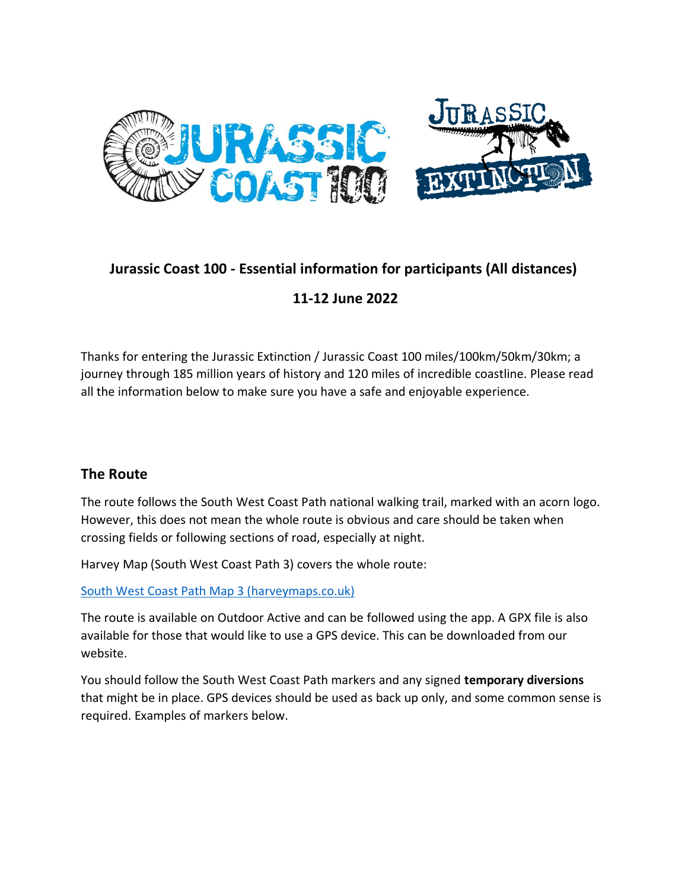**Jurassic Coast 100 - Essential information for participants (All distances)**

**11-12 June 2022**

Thanks for entering the Jurassic Extinction / Jurassic Coast 100 miles/100km/50km/30km; a journey through 185 million years of history and 120 miles of incredible coastline. Please read all the information below to make sure you have a safe and enjoyable experience.

## The Route

The route follows the South West Coast Path national walking trail, marked with an acorn logo. However, this does not mean the whole route is obvious and care should be taken when crossing fields or following sections of road, especially at night.

Harvey Map (South West Coast Path 3) covers the whole route:

[South West Coast Path Map 3 (harveymaps.co.uk)](harveymaps.co.uk)

The route is available on Outdoor Active and can be followed using the app. A GPX file is also available for those that would like to use a GPS device. This can be downloaded from our website.

You should follow the South West Coast Path markers and any signed **temporary diversions** that might be in place. GPS devices should be used as back up only, and some common sense is required. Examples of markers below.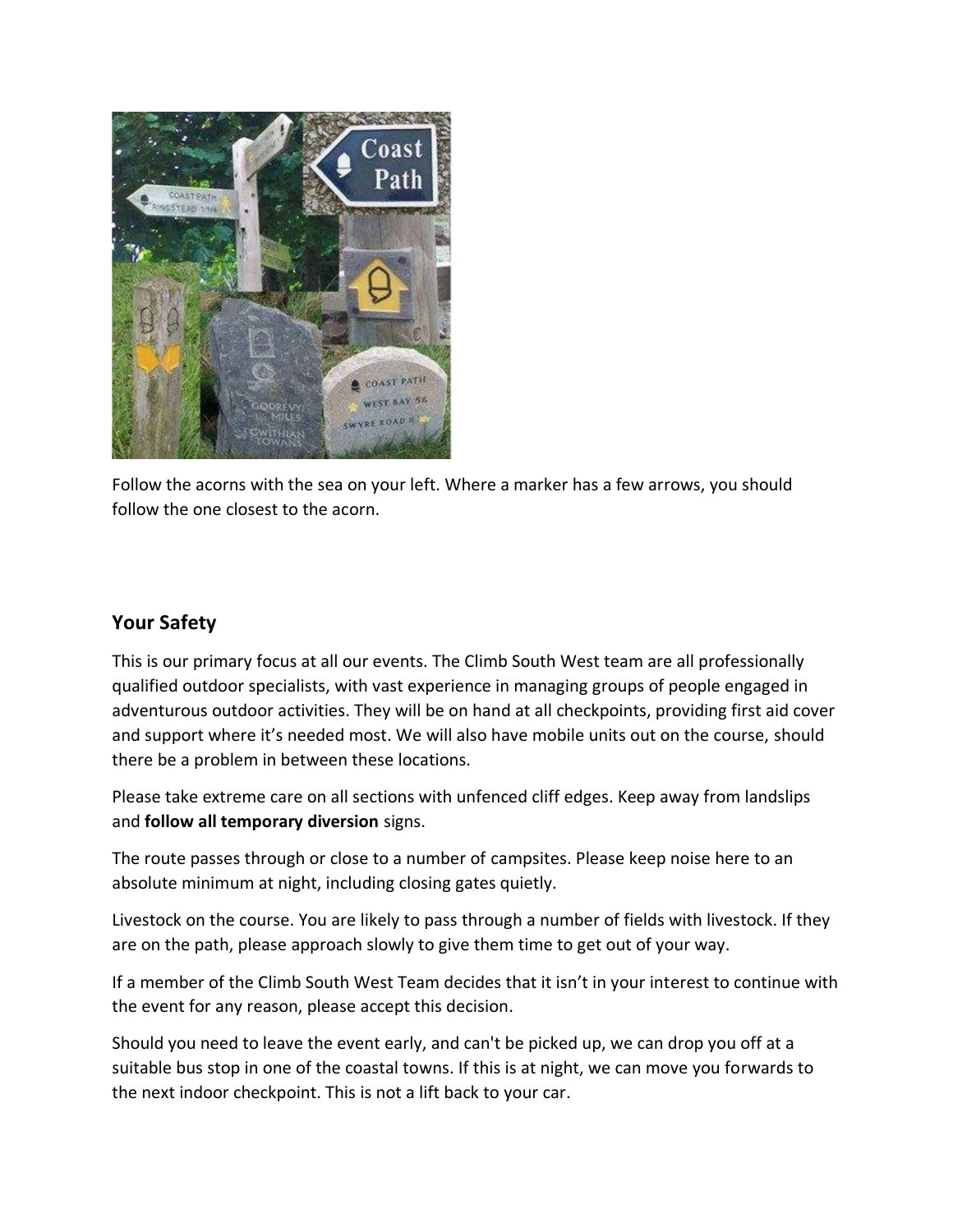Follow the acorns with the sea on your left. Where a marker has a few arrows, you should follow the one closest to the acorn.

## Your Safety

This is our primary focus at all our events. The Climb South West team are all professionally qualified outdoor specialists, with vast experience in managing groups of people engaged in adventurous outdoor activities. They will be on hand at all checkpoints, providing first aid cover and support where it's needed most. We will also have mobile units out on the course, should there be a problem in between these locations.

Please take extreme care on all sections with unfenced cliff edges. Keep away from landslips and **follow all temporary diversion** signs.

The route passes through or close to a number of campsites. Please keep noise here to an absolute minimum at night, including closing gates quietly.

Livestock on the course. You are likely to pass through a number of fields with livestock. If they are on the path, please approach slowly to give them time to get out of your way.

If a member of the Climb South West Team decides that it isn't in your interest to continue with the event for any reason, please accept this decision.

Should you need to leave the event early, and can't be picked up, we can drop you off at a suitable bus stop in one of the coastal towns. If this is at night, we can move you forwards to the next indoor checkpoint. This is not a lift back to your car.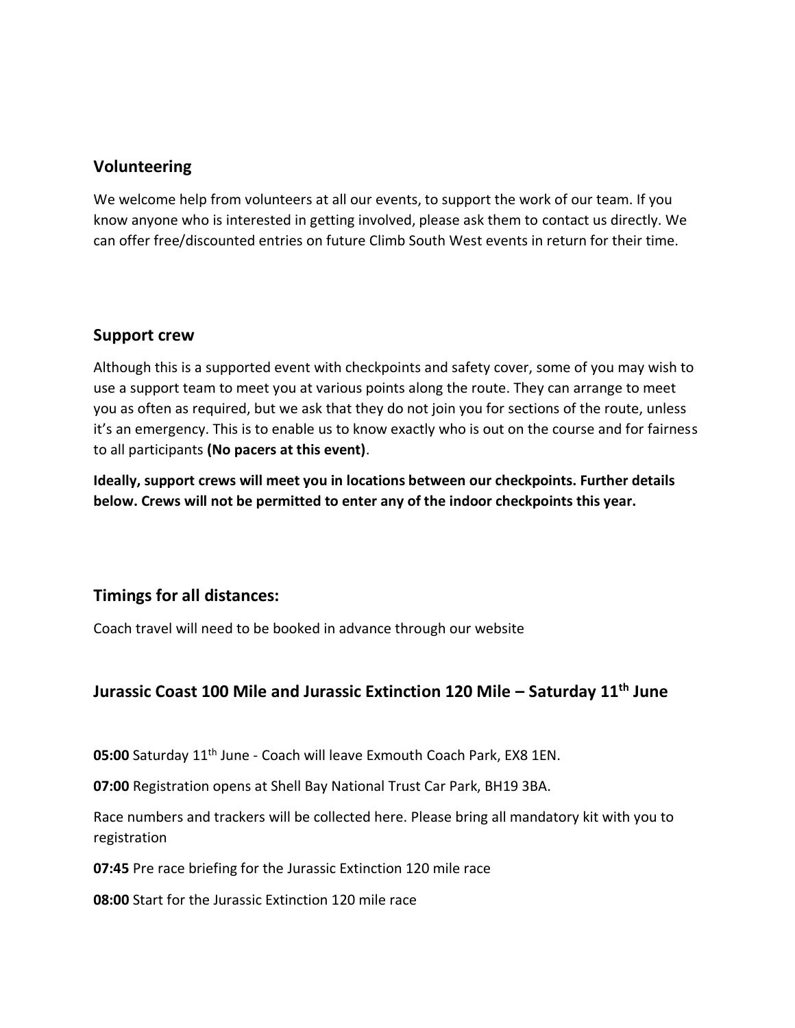## Volunteering

We welcome help from volunteers at all our events, to support the work of our team. If you know anyone who is interested in getting involved, please ask them to contact us directly. We can offer free/discounted entries on future Climb South West events in return for their time.

## Support crew

Although this is a supported event with checkpoints and safety cover, some of you may wish to use a support team to meet you at various points along the route. They can arrange to meet you as often as required, but we ask that they do not join you for sections of the route, unless it's an emergency. This is to enable us to know exactly who is out on the course and for fairness to all participants **(No pacers at this event)**.

**Ideally, support crews will meet you in locations between our checkpoints. Further details below. Crews will not be permitted to enter any of the indoor checkpoints this year.**

## Timings for all distances:

Coach travel will need to be booked in advance through our website

## Jurassic Coast 100 Mile and Jurassic Extinction 120 Mile – Saturday 11th June

**05:00** Saturday 11th June - Coach will leave Exmouth Coach Park, EX8 1EN.

**07:00** Registration opens at Shell Bay National Trust Car Park, BH19 3BA.

Race numbers and trackers will be collected here. Please bring all mandatory kit with you to registration

**07:45** Pre race briefing for the Jurassic Extinction 120 mile race

**08:00** Start for the Jurassic Extinction 120 mile race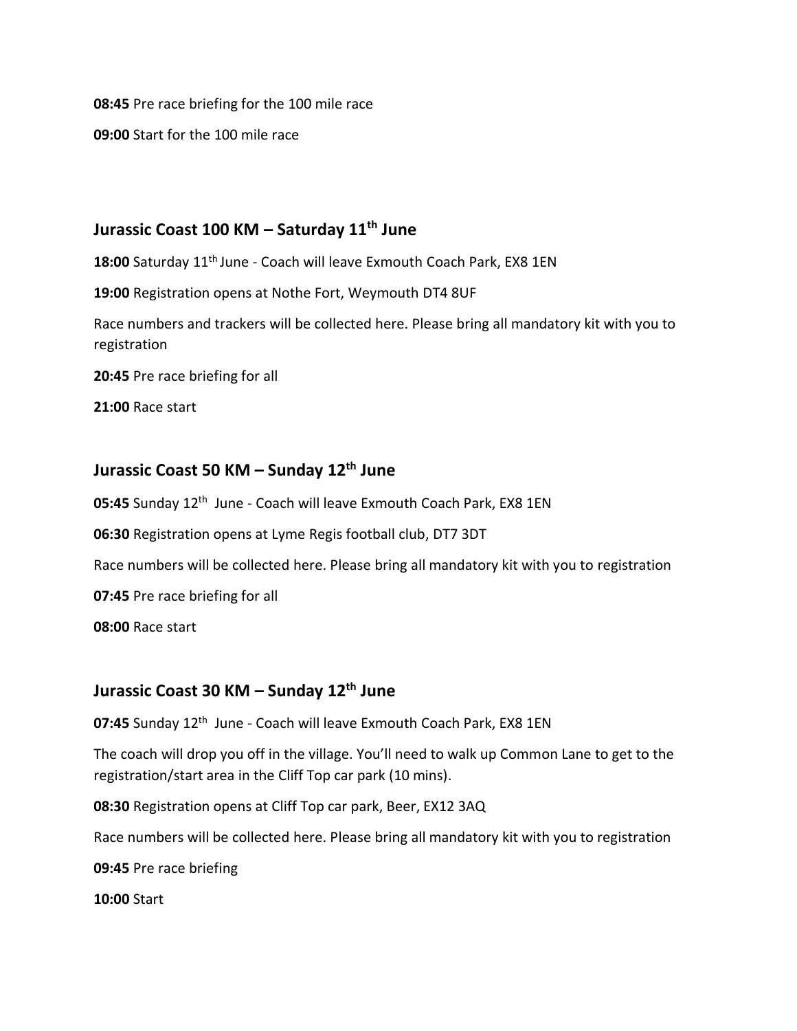**08:45** Pre race briefing for the 100 mile race

**09:00** Start for the 100 mile race

## Jurassic Coast 100 KM – Saturday 11th June

**18:00** Saturday 11th June - Coach will leave Exmouth Coach Park, EX8 1EN

**19:00** Registration opens at Nothe Fort, Weymouth DT4 8UF

Race numbers and trackers will be collected here. Please bring all mandatory kit with you to registration

**20:45** Pre race briefing for all

**21:00** Race start

## Jurassic Coast 50 KM – Sunday 12th June

**05:45** Sunday 12th June - Coach will leave Exmouth Coach Park, EX8 1EN

**06:30** Registration opens at Lyme Regis football club, DT7 3DT

Race numbers will be collected here. Please bring all mandatory kit with you to registration

**07:45** Pre race briefing for all

**08:00** Race start

## Jurassic Coast 30 KM – Sunday 12th June

**07:45** Sunday 12th June - Coach will leave Exmouth Coach Park, EX8 1EN

The coach will drop you off in the village. You'll need to walk up Common Lane to get to the registration/start area in the Cliff Top car park (10 mins).

**08:30** Registration opens at Cliff Top car park, Beer, EX12 3AQ

Race numbers will be collected here. Please bring all mandatory kit with you to registration

**09:45** Pre race briefing

**10:00** Start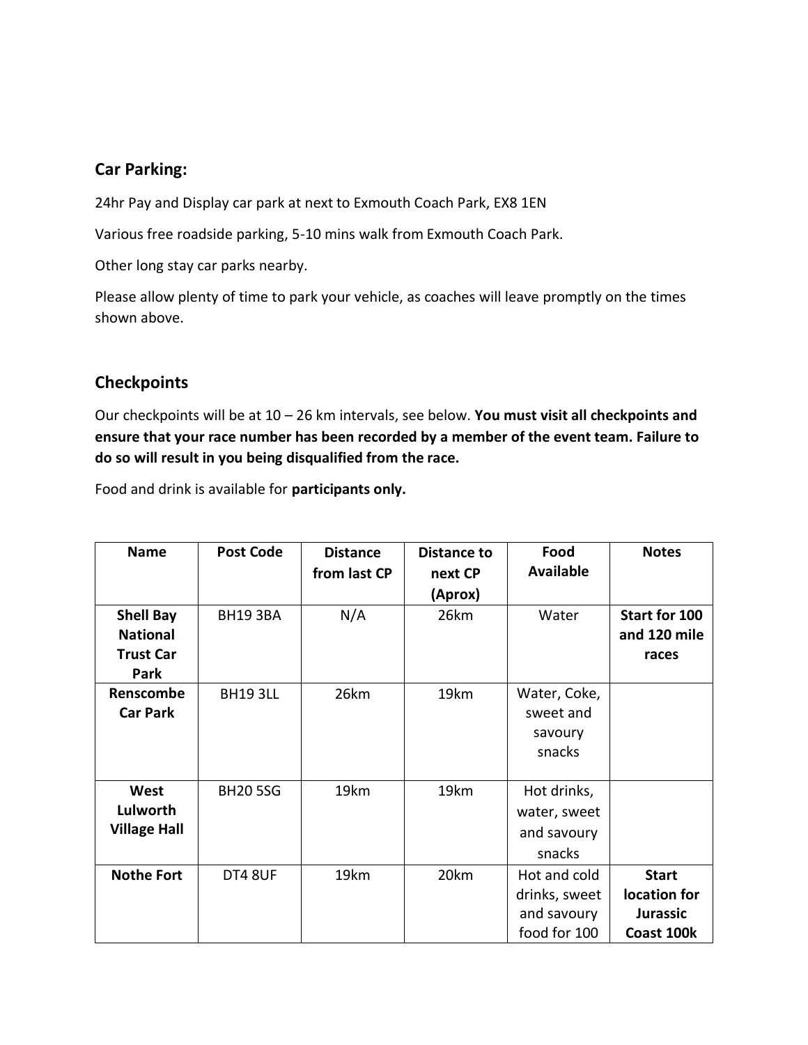## Car Parking:

24hr Pay and Display car park at next to Exmouth Coach Park, EX8 1EN

Various free roadside parking, 5-10 mins walk from Exmouth Coach Park.

Other long stay car parks nearby.

Please allow plenty of time to park your vehicle, as coaches will leave promptly on the times shown above.

## Checkpoints

Our checkpoints will be at 10 – 26 km intervals, see below. **You must visit all checkpoints and ensure that your race number has been recorded by a member of the event team. Failure to do so will result in you being disqualified from the race.**

Food and drink is available for **participants only.**

| Name | Post Code | Distance from last CP | Distance to next CP (Aprox) | Food Available | Notes |
|---|---|---|---|---|---|
| **Shell Bay National Trust Car Park** | BH19 3BA | N/A | 26km | Water | **Start for 100 and 120 mile races** |
| **Renscombe Car Park** | BH19 3LL | 26km | 19km | Water, Coke, sweet and savoury snacks | |
| **West Lulworth Village Hall** | BH20 5SG | 19km | 19km | Hot drinks, water, sweet and savoury snacks | |
| **Nothe Fort** | DT4 8UF | 19km | 20km | Hot and cold drinks, sweet and savoury food for 100 | **Start location for Jurassic Coast 100k** |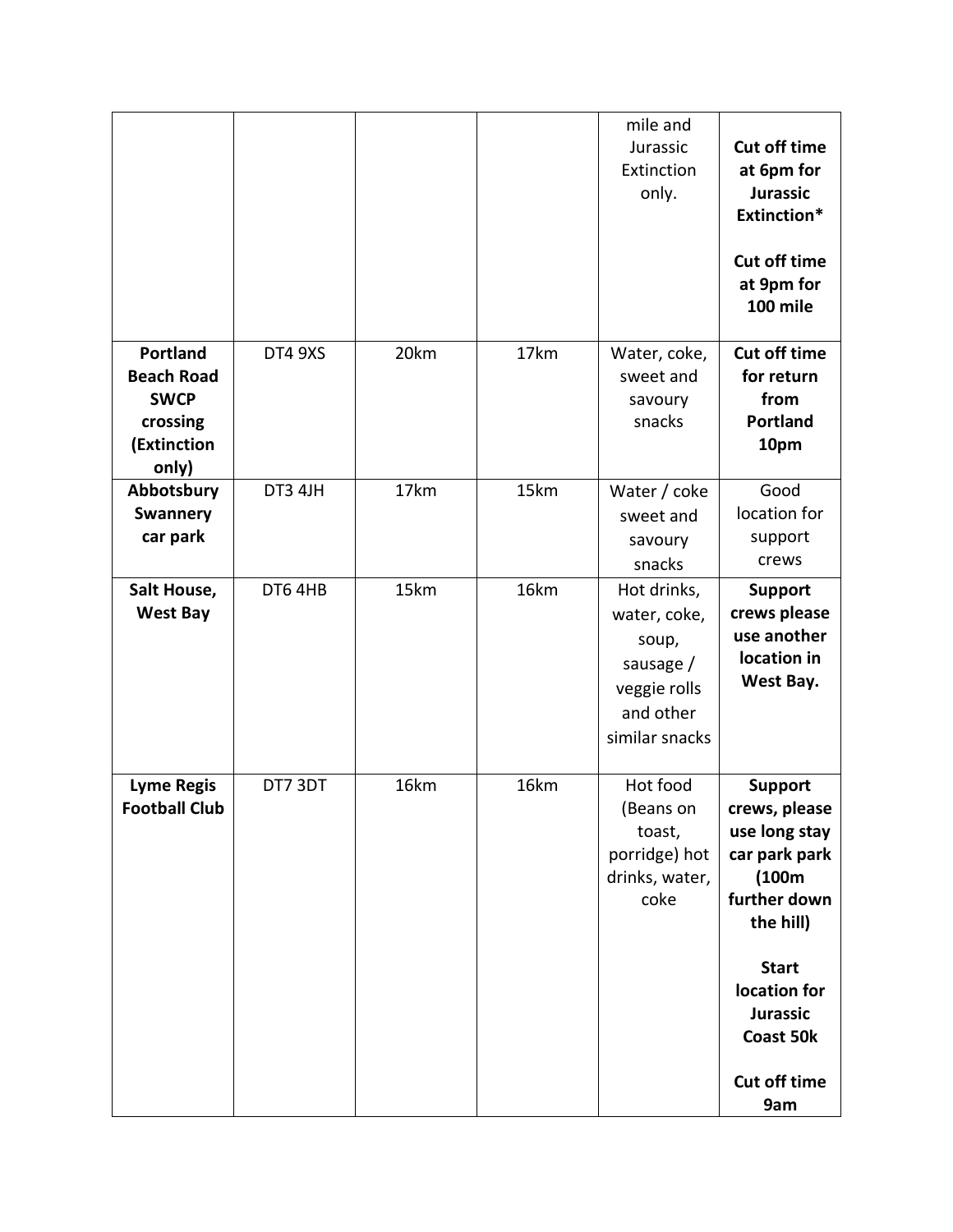| | | | | mile and Jurassic Extinction only. | **Cut off time at 6pm for Jurassic Extinction*** <br><br> **Cut off time at 9pm for 100 mile** |
|---|---|---|---|---|---|
| **Portland Beach Road SWCP crossing (Extinction only)** | DT4 9XS | 20km | 17km | Water, coke, sweet and savoury snacks | **Cut off time for return from Portland 10pm** |
| **Abbotsbury Swannery car park** | DT3 4JH | 17km | 15km | Water / coke sweet and savoury snacks | Good location for support crews |
| **Salt House, West Bay** | DT6 4HB | 15km | 16km | Hot drinks, water, coke, soup, sausage / veggie rolls and other similar snacks | **Support crews please use another location in West Bay.** |
| **Lyme Regis Football Club** | DT7 3DT | 16km | 16km | Hot food (Beans on toast, porridge) hot drinks, water, coke | **Support crews, please use long stay car park park (100m further down the hill)** <br><br> **Start location for Jurassic Coast 50k** <br><br> **Cut off time 9am** |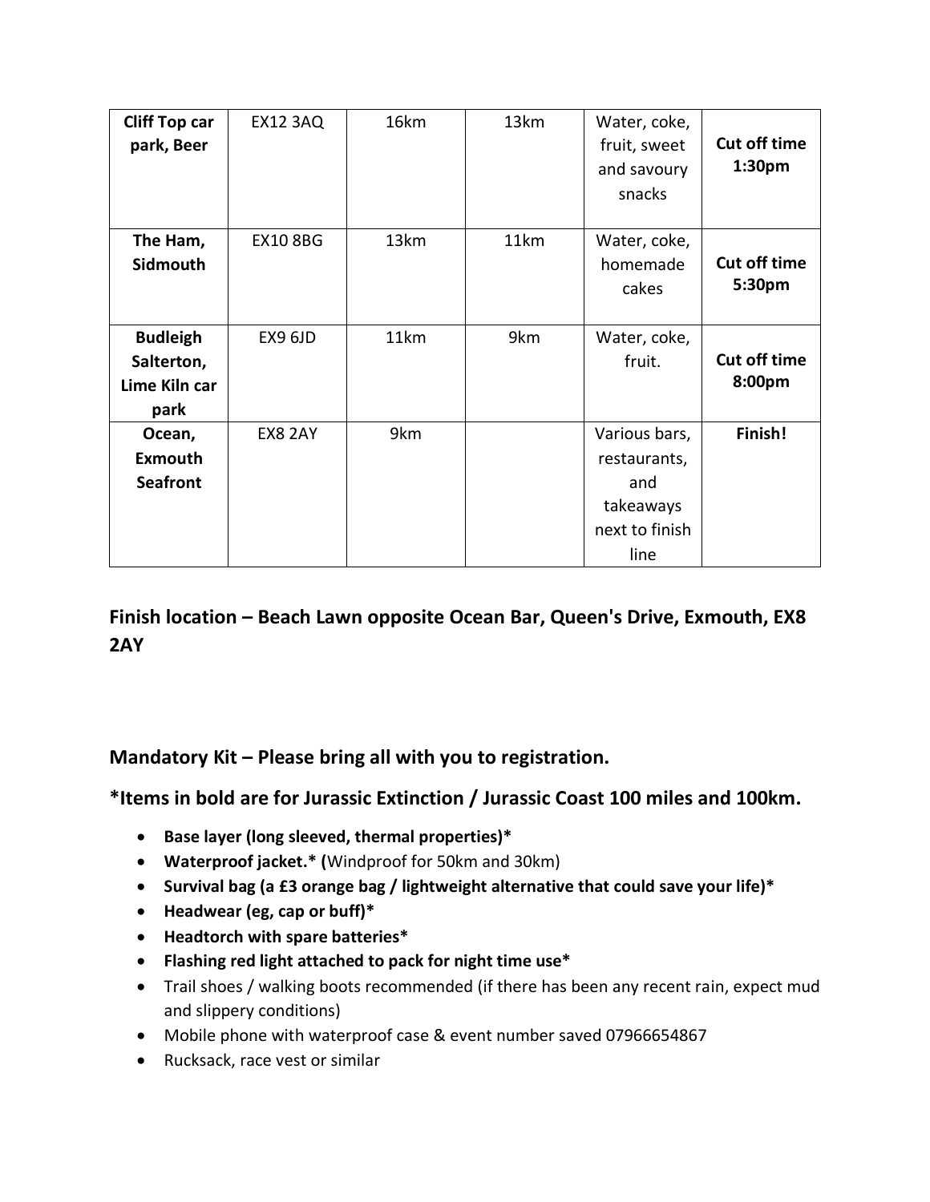| | | | | | |
|---|---|---|---|---|---|
| **Cliff Top car park, Beer** | EX12 3AQ | 16km | 13km | Water, coke, fruit, sweet and savoury snacks | **Cut off time 1:30pm** |
| **The Ham, Sidmouth** | EX10 8BG | 13km | 11km | Water, coke, homemade cakes | **Cut off time 5:30pm** |
| **Budleigh Salterton, Lime Kiln car park** | EX9 6JD | 11km | 9km | Water, coke, fruit. | **Cut off time 8:00pm** |
| **Ocean, Exmouth Seafront** | EX8 2AY | 9km | | Various bars, restaurants, and takeaways next to finish line | **Finish!** |

### Finish location – Beach Lawn opposite Ocean Bar, Queen's Drive, Exmouth, EX8 2AY

### Mandatory Kit – Please bring all with you to registration.

### *Items in bold are for Jurassic Extinction / Jurassic Coast 100 miles and 100km.

- **Base layer (long sleeved, thermal properties)***
- **Waterproof jacket.* (**Windproof for 50km and 30km)
- **Survival bag (a £3 orange bag / lightweight alternative that could save your life)***
- **Headwear (eg, cap or buff)***
- **Headtorch with spare batteries***
- **Flashing red light attached to pack for night time use***
- Trail shoes / walking boots recommended (if there has been any recent rain, expect mud and slippery conditions)
- Mobile phone with waterproof case & event number saved 07966654867
- Rucksack, race vest or similar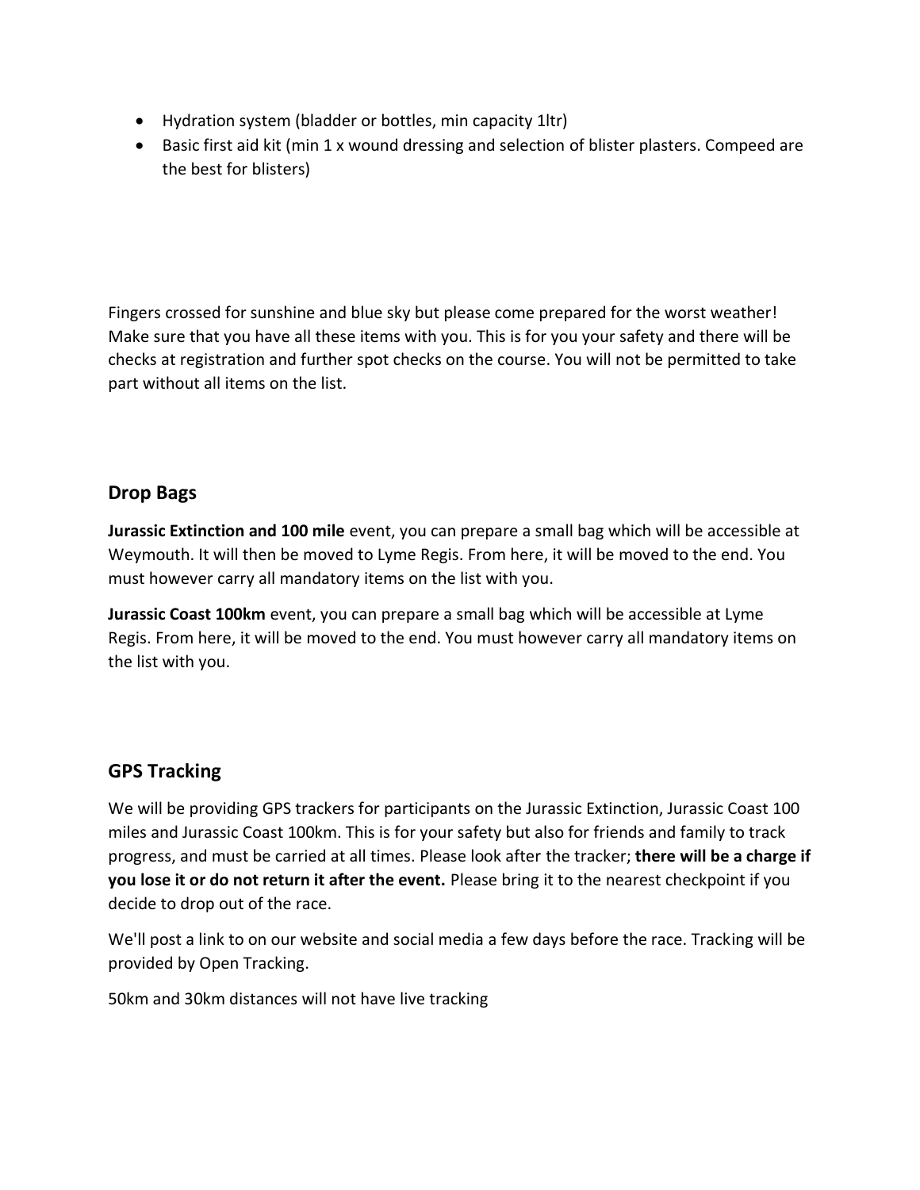- Hydration system (bladder or bottles, min capacity 1ltr)
- Basic first aid kit (min 1 x wound dressing and selection of blister plasters. Compeed are the best for blisters)

Fingers crossed for sunshine and blue sky but please come prepared for the worst weather! Make sure that you have all these items with you. This is for you your safety and there will be checks at registration and further spot checks on the course. You will not be permitted to take part without all items on the list.

## Drop Bags

**Jurassic Extinction and 100 mile** event, you can prepare a small bag which will be accessible at Weymouth. It will then be moved to Lyme Regis. From here, it will be moved to the end. You must however carry all mandatory items on the list with you.

**Jurassic Coast 100km** event, you can prepare a small bag which will be accessible at Lyme Regis. From here, it will be moved to the end. You must however carry all mandatory items on the list with you.

## GPS Tracking

We will be providing GPS trackers for participants on the Jurassic Extinction, Jurassic Coast 100 miles and Jurassic Coast 100km. This is for your safety but also for friends and family to track progress, and must be carried at all times. Please look after the tracker; **there will be a charge if you lose it or do not return it after the event.** Please bring it to the nearest checkpoint if you decide to drop out of the race.

We'll post a link to on our website and social media a few days before the race. Tracking will be provided by Open Tracking.

50km and 30km distances will not have live tracking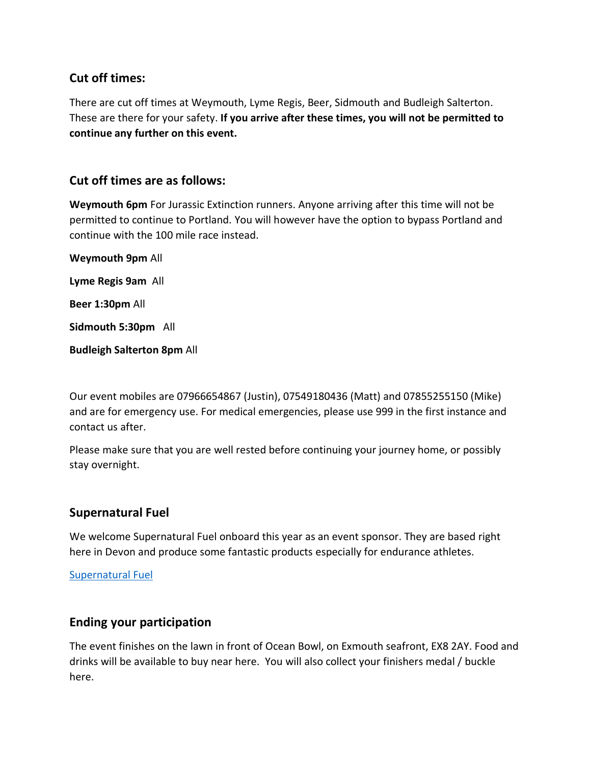## Cut off times:

There are cut off times at Weymouth, Lyme Regis, Beer, Sidmouth and Budleigh Salterton. These are there for your safety. **If you arrive after these times, you will not be permitted to continue any further on this event.**

## Cut off times are as follows:

**Weymouth 6pm** For Jurassic Extinction runners. Anyone arriving after this time will not be permitted to continue to Portland. You will however have the option to bypass Portland and continue with the 100 mile race instead.

**Weymouth 9pm** All

**Lyme Regis 9am** All

**Beer 1:30pm** All

**Sidmouth 5:30pm** All

**Budleigh Salterton 8pm** All

Our event mobiles are 07966654867 (Justin), 07549180436 (Matt) and 07855255150 (Mike) and are for emergency use. For medical emergencies, please use 999 in the first instance and contact us after.

Please make sure that you are well rested before continuing your journey home, or possibly stay overnight.

## Supernatural Fuel

We welcome Supernatural Fuel onboard this year as an event sponsor. They are based right here in Devon and produce some fantastic products especially for endurance athletes.

Supernatural Fuel

## Ending your participation

The event finishes on the lawn in front of Ocean Bowl, on Exmouth seafront, EX8 2AY. Food and drinks will be available to buy near here. You will also collect your finishers medal / buckle here.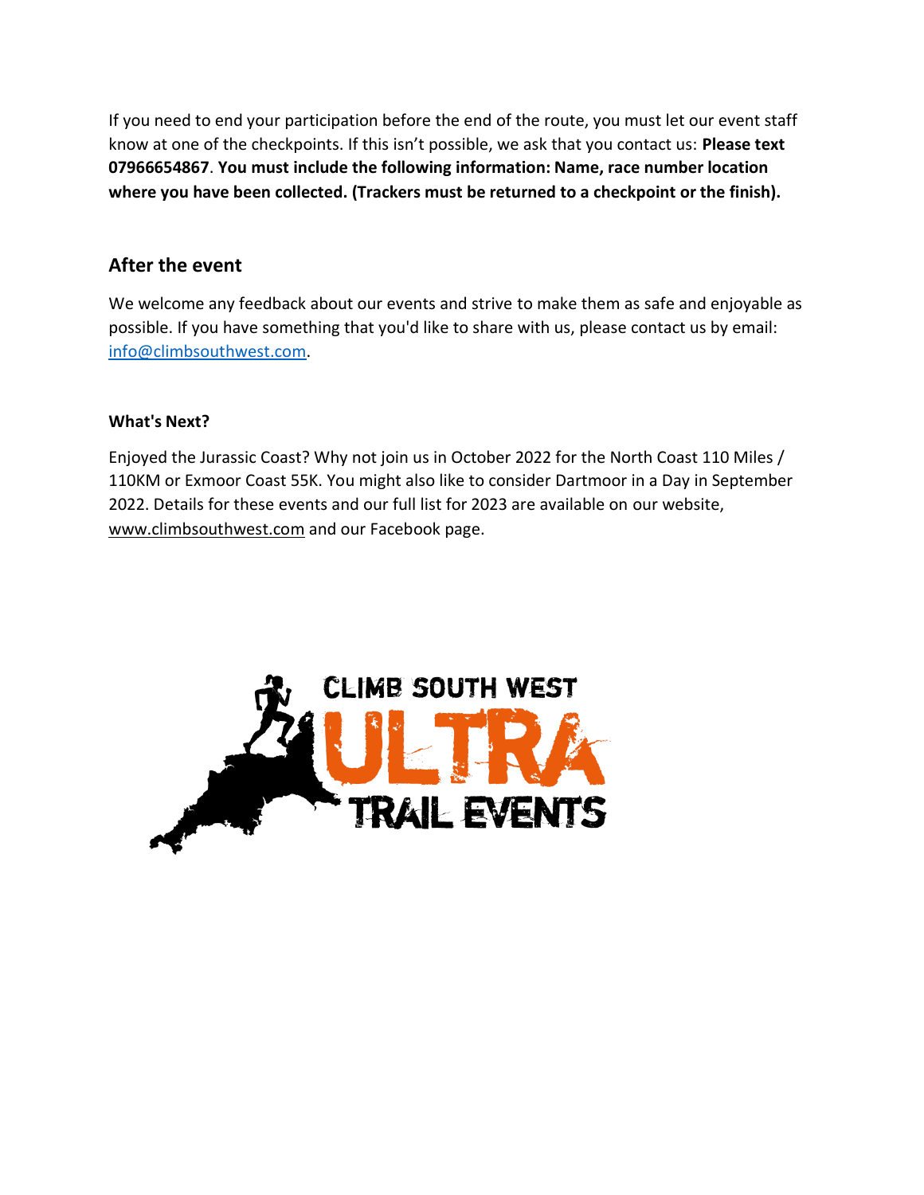If you need to end your participation before the end of the route, you must let our event staff know at one of the checkpoints. If this isn't possible, we ask that you contact us: **Please text 07966654867**. **You must include the following information: Name, race number location where you have been collected. (Trackers must be returned to a checkpoint or the finish).**

## After the event

We welcome any feedback about our events and strive to make them as safe and enjoyable as possible. If you have something that you'd like to share with us, please contact us by email: info@climbsouthwest.com.

### What's Next?

Enjoyed the Jurassic Coast? Why not join us in October 2022 for the North Coast 110 Miles / 110KM or Exmoor Coast 55K. You might also like to consider Dartmoor in a Day in September 2022. Details for these events and our full list for 2023 are available on our website, www.climbsouthwest.com and our Facebook page.

CLIMB SOUTH WEST ULTRA TRAIL EVENTS